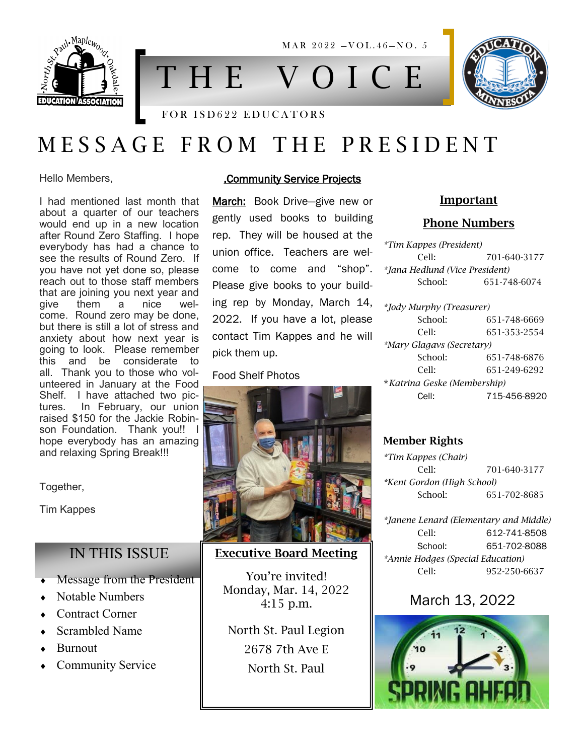MAR 2022 —VOL.46—NO. 5

# THE VOICE

FOR ISD622 EDUCATORS

# MESSAGE FROM THE PRESIDENT

Hello Members,

I had mentioned last month that about a quarter of our teachers would end up in a new location after Round Zero Staffing. I hope everybody has had a chance to see the results of Round Zero. If you have not yet done so, please reach out to those staff members that are joining you next year and give them a nice welcome. Round zero may be done, but there is still a lot of stress and anxiety about how next year is going to look. Please remember this and be considerate to all. Thank you to those who volunteered in January at the Food Shelf. I have attached two pictures. In February, our union raised $150 for the Jackie Robinson Foundation. Thank you!! I hope everybody has an amazing and relaxing Spring Break!!!

Together,

Tim Kappes

## IN THIS ISSUE

- Message from the President
- Notable Numbers
- Contract Corner
- Scrambled Name
- Burnout
- Community Service

## .Community Service Projects

**March:** Book Drive—give new or gently used books to building rep. They will be housed at the union office. Teachers are welcome to come and "shop". Please give books to your building rep by Monday, March 14, 2022. If you have a lot, please contact Tim Kappes and he will pick them up.

Food Shelf Photos

## Executive Board Meeting

You're invited!
Monday, Mar. 14, 2022
4:15 p.m.

North St. Paul Legion
2678 7th Ave E
North St. Paul

## Important Phone Numbers

*Tim Kappes (President)*
Cell: 701-640-3177

*Jana Hedlund (Vice President)*
School: 651-748-6074

*Jody Murphy (Treasurer)*
School: 651-748-6669
Cell: 651-353-2554

*Mary Glagavs (Secretary)*
School: 651-748-6876
Cell: 651-249-6292

*Katrina Geske (Membership)*
Cell: 715-456-8920

### Member Rights

*Tim Kappes (Chair)*
Cell: 701-640-3177

*Kent Gordon (High School)*
School: 651-702-8685

*Janene Lenard (Elementary and Middle)*
Cell: 612-741-8508
School: 651-702-8088

*Annie Hodges (Special Education)*
Cell: 952-250-6637

March 13, 2022

SPRING AHEAD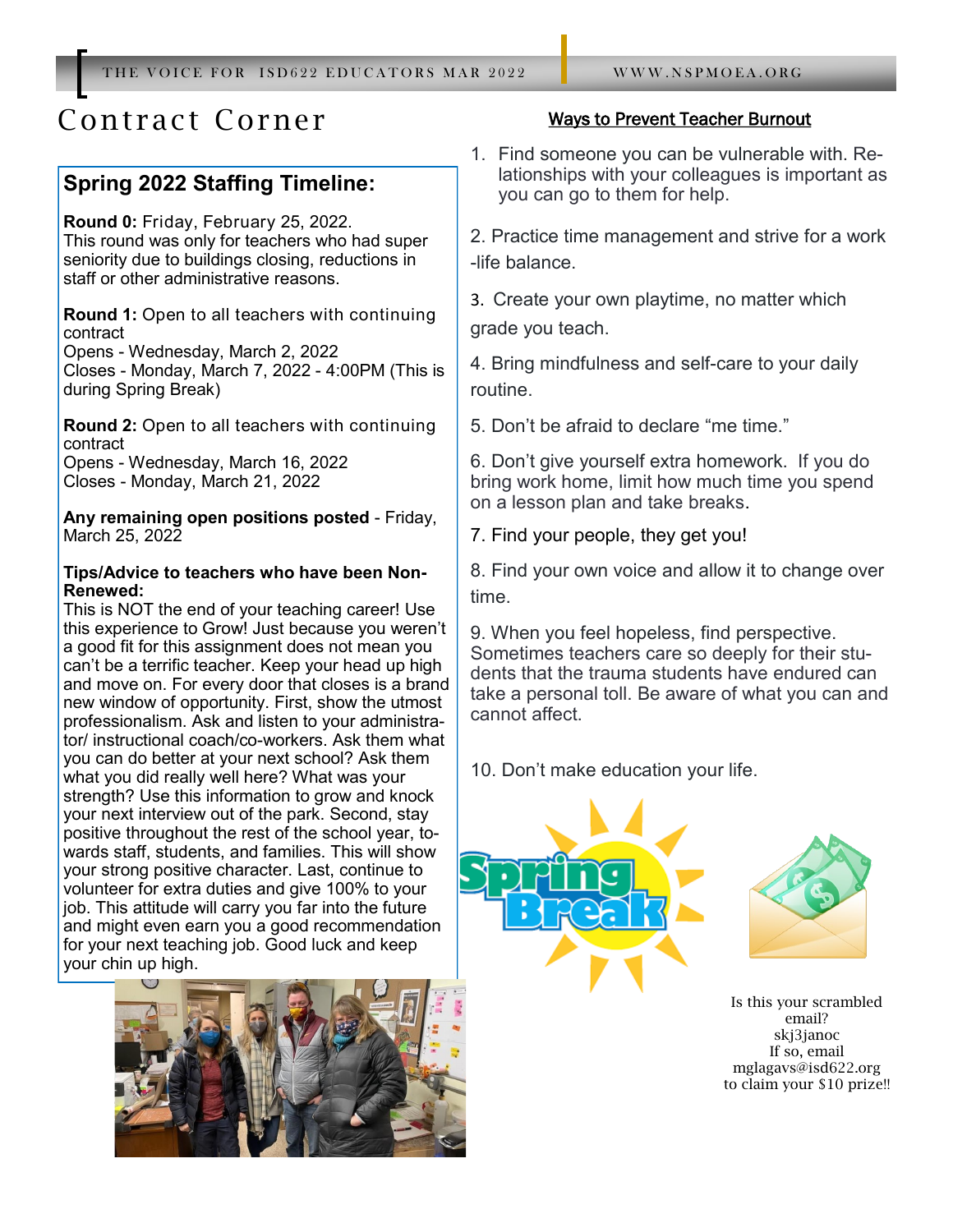# Contract Corner

## Spring 2022 Staffing Timeline:

**Round 0:** Friday, February 25, 2022.
This round was only for teachers who had super seniority due to buildings closing, reductions in staff or other administrative reasons.

**Round 1:** Open to all teachers with continuing contract
Opens - Wednesday, March 2, 2022
Closes - Monday, March 7, 2022 - 4:00PM (This is during Spring Break)

**Round 2:** Open to all teachers with continuing contract
Opens - Wednesday, March 16, 2022
Closes - Monday, March 21, 2022

**Any remaining open positions posted** - Friday, March 25, 2022

**Tips/Advice to teachers who have been Non-Renewed:**
This is NOT the end of your teaching career! Use this experience to Grow! Just because you weren't a good fit for this assignment does not mean you can't be a terrific teacher. Keep your head up high and move on. For every door that closes is a brand new window of opportunity. First, show the utmost professionalism. Ask and listen to your administrator/ instructional coach/co-workers. Ask them what you can do better at your next school? Ask them what you did really well here? What was your strength? Use this information to grow and knock your next interview out of the park. Second, stay positive throughout the rest of the school year, towards staff, students, and families. This will show your strong positive character. Last, continue to volunteer for extra duties and give 100% to your job. This attitude will carry you far into the future and might even earn you a good recommendation for your next teaching job. Good luck and keep your chin up high.

## Ways to Prevent Teacher Burnout

1. Find someone you can be vulnerable with. Relationships with your colleagues is important as you can go to them for help.
2. Practice time management and strive for a work-life balance.
3. Create your own playtime, no matter which grade you teach.
4. Bring mindfulness and self-care to your daily routine.
5. Don't be afraid to declare "me time."
6. Don't give yourself extra homework. If you do bring work home, limit how much time you spend on a lesson plan and take breaks.
7. Find your people, they get you!
8. Find your own voice and allow it to change over time.
9. When you feel hopeless, find perspective. Sometimes teachers care so deeply for their students that the trauma students have endured can take a personal toll. Be aware of what you can and cannot affect.
10. Don't make education your life.

Spring Break

Is this your scrambled email?
skj3janoc
If so, email
mglagavs@isd622.org
to claim your $10 prize!!